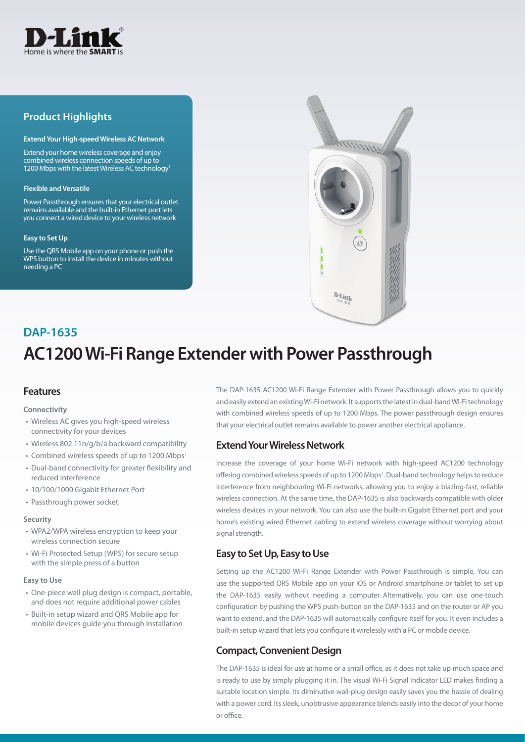D-Link

Home is where the **SMART** is

## Product Highlights

**Extend Your High-speed Wireless AC Network**

Extend your home wireless coverage and enjoy combined wireless connection speeds of up to 1200 Mbps with the latest Wireless AC technology[1]

**Flexible and Versatile**

Power Passthrough ensures that your electrical outlet remains available and the built-in Ethernet port lets you connect a wired device to your wireless network

**Easy to Set Up**

Use the QRS Mobile app on your phone or push the WPS button to install the device in minutes without needing a PC

## DAP-1635

# AC1200 Wi-Fi Range Extender with Power Passthrough

## Features

**Connectivity**

- Wireless AC gives you high-speed wireless connectivity for your devices
- Wireless 802.11n/g/b/a backward compatibility
- Combined wireless speeds of up to 1200 Mbps[1]
- Dual-band connectivity for greater flexibility and reduced interference
- 10/100/1000 Gigabit Ethernet Port
- Passthrough power socket

**Security**

- WPA2/WPA wireless encryption to keep your wireless connection secure
- Wi-Fi Protected Setup (WPS) for secure setup with the simple press of a button

**Easy to Use**

- One-piece wall plug design is compact, portable, and does not require additional power cables
- Built-in setup wizard and QRS Mobile app for mobile devices guide you through installation

The DAP-1635 AC1200 Wi-Fi Range Extender with Power Passthrough allows you to quickly and easily extend an existing Wi-Fi network. It supports the latest in dual-band Wi-Fi technology with combined wireless speeds of up to 1200 Mbps. The power passthrough design ensures that your electrical outlet remains available to power another electrical appliance.

### Extend Your Wireless Network

Increase the coverage of your home Wi-Fi network with high-speed AC1200 technology offering combined wireless speeds of up to 1200 Mbps[1]. Dual-band technology helps to reduce interference from neighbouring Wi-Fi networks, allowing you to enjoy a blazing-fast, reliable wireless connection. At the same time, the DAP-1635 is also backwards compatible with older wireless devices in your network. You can also use the built-in Gigabit Ethernet port and your home's existing wired Ethernet cabling to extend wireless coverage without worrying about signal strength.

### Easy to Set Up, Easy to Use

Setting up the AC1200 Wi-Fi Range Extender with Power Passthrough is simple. You can use the supported QRS Mobile app on your iOS or Android smartphone or tablet to set up the DAP-1635 easily without needing a computer. Alternatively, you can use one-touch configuration by pushing the WPS push-button on the DAP-1635 and on the router or AP you want to extend, and the DAP-1635 will automatically configure itself for you. It even includes a built-in setup wizard that lets you configure it wirelessly with a PC or mobile device.

### Compact, Convenient Design

The DAP-1635 is ideal for use at home or a small office, as it does not take up much space and is ready to use by simply plugging it in. The visual Wi-Fi Signal Indicator LED makes finding a suitable location simple. Its diminutive wall-plug design easily saves you the hassle of dealing with a power cord. Its sleek, unobtrusive appearance blends easily into the decor of your home or office.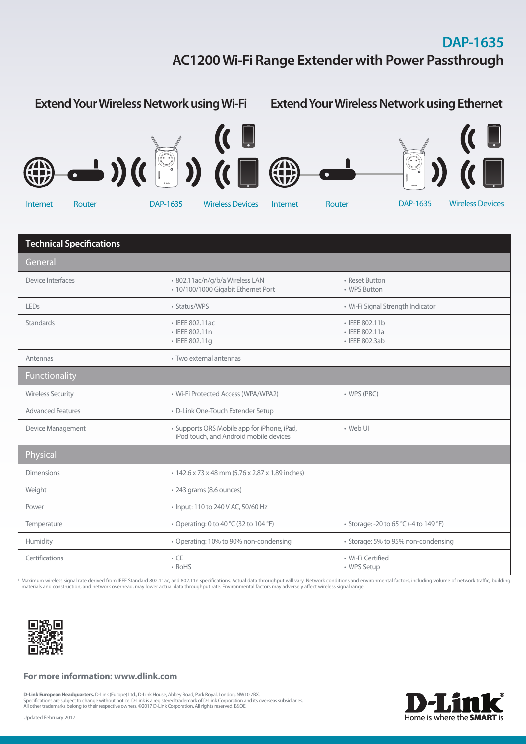# DAP-1635

## AC1200 Wi-Fi Range Extender with Power Passthrough

### Extend Your Wireless Network using Wi-Fi

Internet  Router  DAP-1635  Wireless Devices

### Extend Your Wireless Network using Ethernet

Internet  Router  DAP-1635  Wireless Devices

## Technical Specifications

| | | |
|---|---|---|
| **General** | | |
| Device Interfaces | • 802.11ac/n/g/b/a Wireless LAN<br>• 10/100/1000 Gigabit Ethernet Port | • Reset Button<br>• WPS Button |
| LEDs | • Status/WPS | • Wi-Fi Signal Strength Indicator |
| Standards | • IEEE 802.11ac<br>• IEEE 802.11n<br>• IEEE 802.11g | • IEEE 802.11b<br>• IEEE 802.11a<br>• IEEE 802.3ab |
| Antennas | • Two external antennas | |
| **Functionality** | | |
| Wireless Security | • Wi-Fi Protected Access (WPA/WPA2) | • WPS (PBC) |
| Advanced Features | • D-Link One-Touch Extender Setup | |
| Device Management | • Supports QRS Mobile app for iPhone, iPad, iPod touch, and Android mobile devices | • Web UI |
| **Physical** | | |
| Dimensions | • 142.6 x 73 x 48 mm (5.76 x 2.87 x 1.89 inches) | |
| Weight | • 243 grams (8.6 ounces) | |
| Power | • Input: 110 to 240 V AC, 50/60 Hz | |
| Temperature | • Operating: 0 to 40 °C (32 to 104 °F) | • Storage: -20 to 65 °C (-4 to 149 °F) |
| Humidity | • Operating: 10% to 90% non-condensing | • Storage: 5% to 95% non-condensing |
| Certifications | • CE<br>• RoHS | • Wi-Fi Certified<br>• WPS Setup |

[1] Maximum wireless signal rate derived from IEEE Standard 802.11ac, and 802.11n specifications. Actual data throughput will vary. Network conditions and environmental factors, including volume of network traffic, building materials and construction, and network overhead, may lower actual data throughput rate. Environmental factors may adversely affect wireless signal range.

**For more information: www.dlink.com**

**D-Link European Headquarters.** D-Link (Europe) Ltd., D-Link House, Abbey Road, Park Royal, London, NW10 7BX.
Specifications are subject to change without notice. D-Link is a registered trademark of D-Link Corporation and its overseas subsidiaries.
All other trademarks belong to their respective owners. ©2017 D-Link Corporation. All rights reserved. E&OE.

Updated February 2017

D-Link® Home is where the **SMART** is